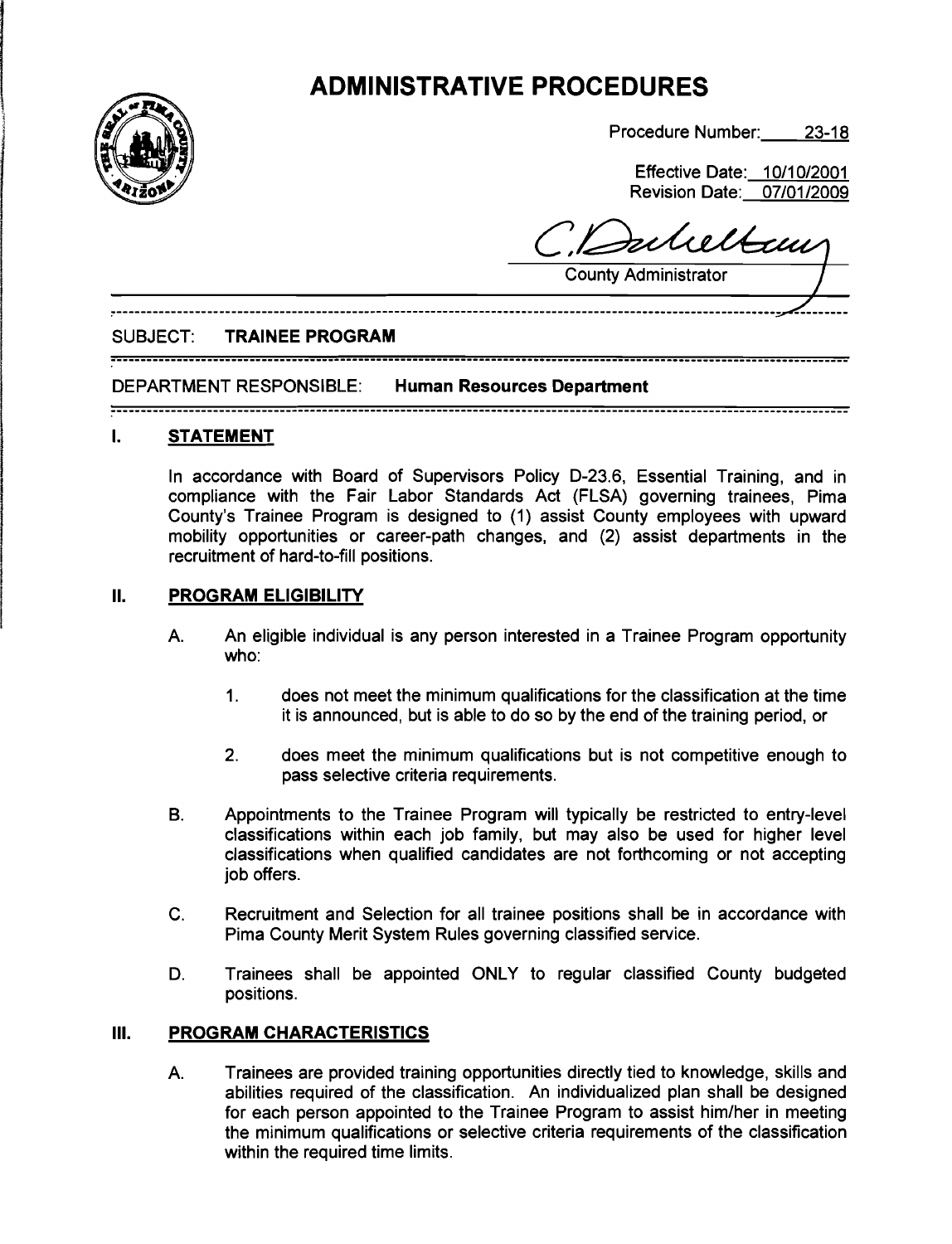# ADMINISTRATIVE PROCEDURES

Procedure Number: 23-18

Effective Date: 10/10/2001
Revision Date: 07/01/2009

County Administrator

SUBJECT: **TRAINEE PROGRAM**

DEPARTMENT RESPONSIBLE: **Human Resources Department**

## I. STATEMENT

In accordance with Board of Supervisors Policy D-23.6, Essential Training, and in compliance with the Fair Labor Standards Act (FLSA) governing trainees, Pima County's Trainee Program is designed to (1) assist County employees with upward mobility opportunities or career-path changes, and (2) assist departments in the recruitment of hard-to-fill positions.

## II. PROGRAM ELIGIBILITY

A. An eligible individual is any person interested in a Trainee Program opportunity who:

   1. does not meet the minimum qualifications for the classification at the time it is announced, but is able to do so by the end of the training period, or

   2. does meet the minimum qualifications but is not competitive enough to pass selective criteria requirements.

B. Appointments to the Trainee Program will typically be restricted to entry-level classifications within each job family, but may also be used for higher level classifications when qualified candidates are not forthcoming or not accepting job offers.

C. Recruitment and Selection for all trainee positions shall be in accordance with Pima County Merit System Rules governing classified service.

D. Trainees shall be appointed ONLY to regular classified County budgeted positions.

## III. PROGRAM CHARACTERISTICS

A. Trainees are provided training opportunities directly tied to knowledge, skills and abilities required of the classification. An individualized plan shall be designed for each person appointed to the Trainee Program to assist him/her in meeting the minimum qualifications or selective criteria requirements of the classification within the required time limits.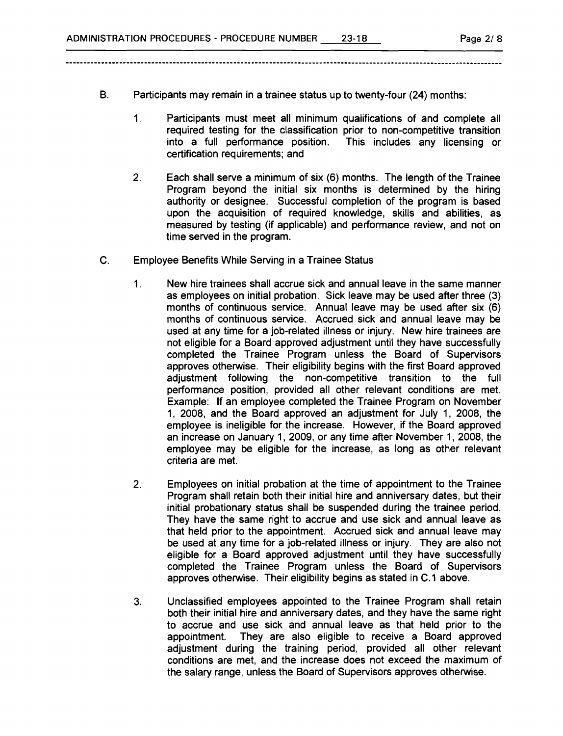B. Participants may remain in a trainee status up to twenty-four (24) months:

   1. Participants must meet all minimum qualifications of and complete all required testing for the classification prior to non-competitive transition into a full performance position. This includes any licensing or certification requirements; and

   2. Each shall serve a minimum of six (6) months. The length of the Trainee Program beyond the initial six months is determined by the hiring authority or designee. Successful completion of the program is based upon the acquisition of required knowledge, skills and abilities, as measured by testing (if applicable) and performance review, and not on time served in the program.

C. Employee Benefits While Serving in a Trainee Status

   1. New hire trainees shall accrue sick and annual leave in the same manner as employees on initial probation. Sick leave may be used after three (3) months of continuous service. Annual leave may be used after six (6) months of continuous service. Accrued sick and annual leave may be used at any time for a job-related illness or injury. New hire trainees are not eligible for a Board approved adjustment until they have successfully completed the Trainee Program unless the Board of Supervisors approves otherwise. Their eligibility begins with the first Board approved adjustment following the non-competitive transition to the full performance position, provided all other relevant conditions are met. Example: If an employee completed the Trainee Program on November 1, 2008, and the Board approved an adjustment for July 1, 2008, the employee is ineligible for the increase. However, if the Board approved an increase on January 1, 2009, or any time after November 1, 2008, the employee may be eligible for the increase, as long as other relevant criteria are met.

   2. Employees on initial probation at the time of appointment to the Trainee Program shall retain both their initial hire and anniversary dates, but their initial probationary status shall be suspended during the trainee period. They have the same right to accrue and use sick and annual leave as that held prior to the appointment. Accrued sick and annual leave may be used at any time for a job-related illness or injury. They are also not eligible for a Board approved adjustment until they have successfully completed the Trainee Program unless the Board of Supervisors approves otherwise. Their eligibility begins as stated in C.1 above.

   3. Unclassified employees appointed to the Trainee Program shall retain both their initial hire and anniversary dates, and they have the same right to accrue and use sick and annual leave as that held prior to the appointment. They are also eligible to receive a Board approved adjustment during the training period, provided all other relevant conditions are met, and the increase does not exceed the maximum of the salary range, unless the Board of Supervisors approves otherwise.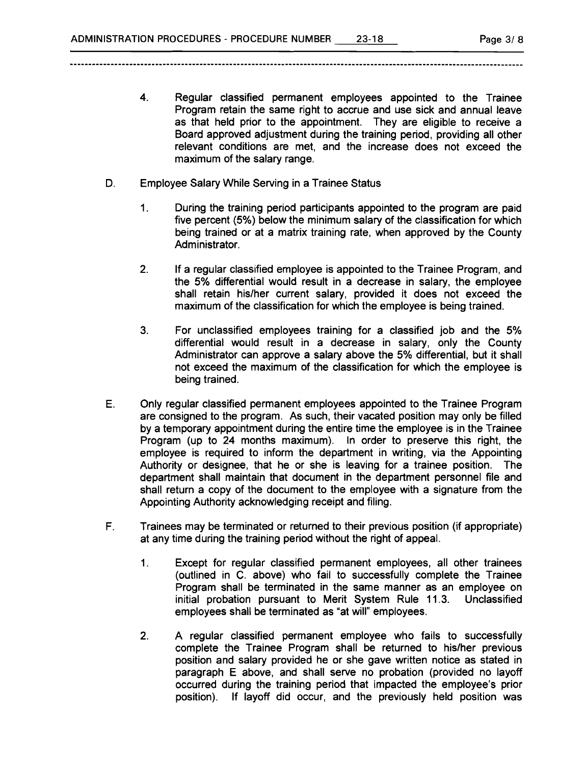4. Regular classified permanent employees appointed to the Trainee Program retain the same right to accrue and use sick and annual leave as that held prior to the appointment. They are eligible to receive a Board approved adjustment during the training period, providing all other relevant conditions are met, and the increase does not exceed the maximum of the salary range.

D. Employee Salary While Serving in a Trainee Status

   1. During the training period participants appointed to the program are paid five percent (5%) below the minimum salary of the classification for which being trained or at a matrix training rate, when approved by the County Administrator.

   2. If a regular classified employee is appointed to the Trainee Program, and the 5% differential would result in a decrease in salary, the employee shall retain his/her current salary, provided it does not exceed the maximum of the classification for which the employee is being trained.

   3. For unclassified employees training for a classified job and the 5% differential would result in a decrease in salary, only the County Administrator can approve a salary above the 5% differential, but it shall not exceed the maximum of the classification for which the employee is being trained.

E. Only regular classified permanent employees appointed to the Trainee Program are consigned to the program. As such, their vacated position may only be filled by a temporary appointment during the entire time the employee is in the Trainee Program (up to 24 months maximum). In order to preserve this right, the employee is required to inform the department in writing, via the Appointing Authority or designee, that he or she is leaving for a trainee position. The department shall maintain that document in the department personnel file and shall return a copy of the document to the employee with a signature from the Appointing Authority acknowledging receipt and filing.

F. Trainees may be terminated or returned to their previous position (if appropriate) at any time during the training period without the right of appeal.

   1. Except for regular classified permanent employees, all other trainees (outlined in C. above) who fail to successfully complete the Trainee Program shall be terminated in the same manner as an employee on initial probation pursuant to Merit System Rule 11.3. Unclassified employees shall be terminated as "at will" employees.

   2. A regular classified permanent employee who fails to successfully complete the Trainee Program shall be returned to his/her previous position and salary provided he or she gave written notice as stated in paragraph E above, and shall serve no probation (provided no layoff occurred during the training period that impacted the employee's prior position). If layoff did occur, and the previously held position was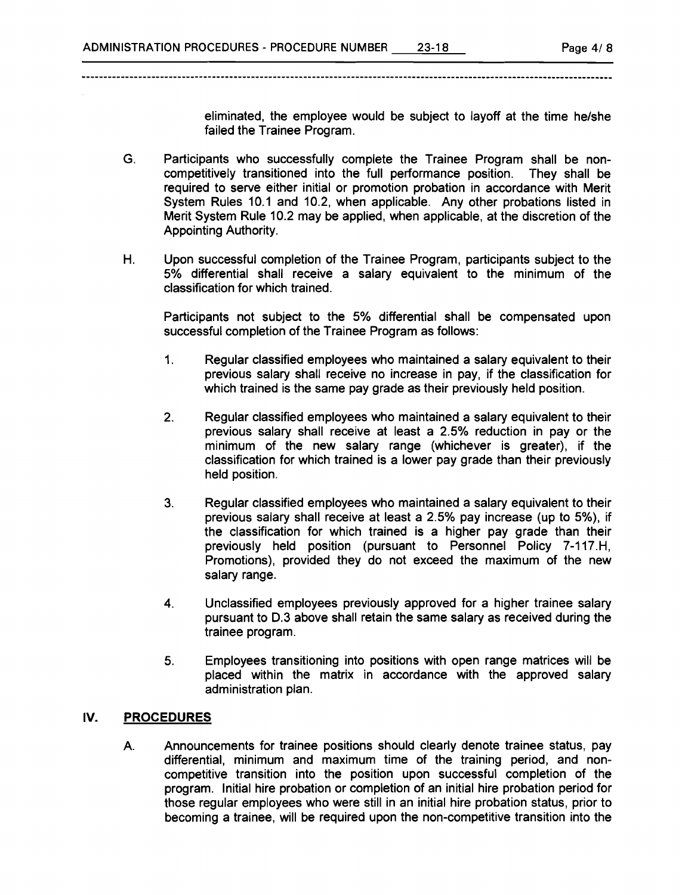eliminated, the employee would be subject to layoff at the time he/she failed the Trainee Program.

G. Participants who successfully complete the Trainee Program shall be non-competitively transitioned into the full performance position. They shall be required to serve either initial or promotion probation in accordance with Merit System Rules 10.1 and 10.2, when applicable. Any other probations listed in Merit System Rule 10.2 may be applied, when applicable, at the discretion of the Appointing Authority.

H. Upon successful completion of the Trainee Program, participants subject to the 5% differential shall receive a salary equivalent to the minimum of the classification for which trained.

   Participants not subject to the 5% differential shall be compensated upon successful completion of the Trainee Program as follows:

   1. Regular classified employees who maintained a salary equivalent to their previous salary shall receive no increase in pay, if the classification for which trained is the same pay grade as their previously held position.

   2. Regular classified employees who maintained a salary equivalent to their previous salary shall receive at least a 2.5% reduction in pay or the minimum of the new salary range (whichever is greater), if the classification for which trained is a lower pay grade than their previously held position.

   3. Regular classified employees who maintained a salary equivalent to their previous salary shall receive at least a 2.5% pay increase (up to 5%), if the classification for which trained is a higher pay grade than their previously held position (pursuant to Personnel Policy 7-117.H, Promotions), provided they do not exceed the maximum of the new salary range.

   4. Unclassified employees previously approved for a higher trainee salary pursuant to D.3 above shall retain the same salary as received during the trainee program.

   5. Employees transitioning into positions with open range matrices will be placed within the matrix in accordance with the approved salary administration plan.

## IV. PROCEDURES

A. Announcements for trainee positions should clearly denote trainee status, pay differential, minimum and maximum time of the training period, and non-competitive transition into the position upon successful completion of the program. Initial hire probation or completion of an initial hire probation period for those regular employees who were still in an initial hire probation status, prior to becoming a trainee, will be required upon the non-competitive transition into the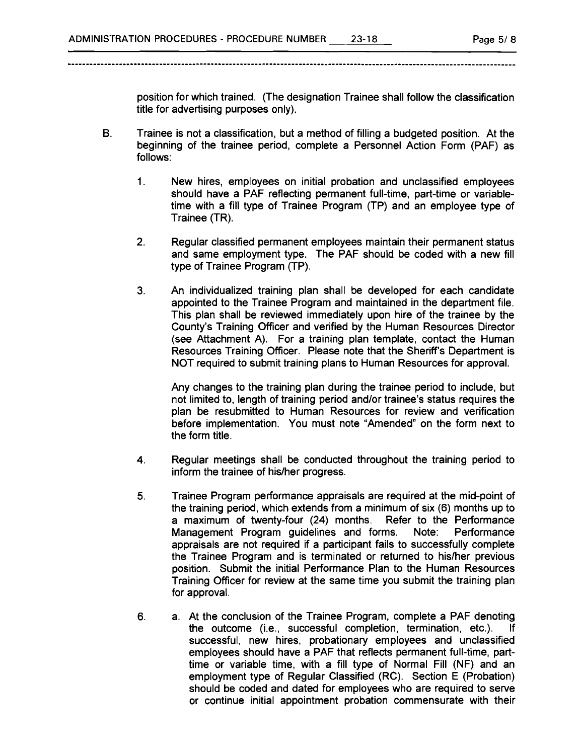position for which trained. (The designation Trainee shall follow the classification title for advertising purposes only).

B. Trainee is not a classification, but a method of filling a budgeted position. At the beginning of the trainee period, complete a Personnel Action Form (PAF) as follows:

1. New hires, employees on initial probation and unclassified employees should have a PAF reflecting permanent full-time, part-time or variable-time with a fill type of Trainee Program (TP) and an employee type of Trainee (TR).

2. Regular classified permanent employees maintain their permanent status and same employment type. The PAF should be coded with a new fill type of Trainee Program (TP).

3. An individualized training plan shall be developed for each candidate appointed to the Trainee Program and maintained in the department file. This plan shall be reviewed immediately upon hire of the trainee by the County's Training Officer and verified by the Human Resources Director (see Attachment A). For a training plan template, contact the Human Resources Training Officer. Please note that the Sheriff's Department is NOT required to submit training plans to Human Resources for approval.

   Any changes to the training plan during the trainee period to include, but not limited to, length of training period and/or trainee's status requires the plan be resubmitted to Human Resources for review and verification before implementation. You must note "Amended" on the form next to the form title.

4. Regular meetings shall be conducted throughout the training period to inform the trainee of his/her progress.

5. Trainee Program performance appraisals are required at the mid-point of the training period, which extends from a minimum of six (6) months up to a maximum of twenty-four (24) months. Refer to the Performance Management Program guidelines and forms. Note: Performance appraisals are not required if a participant fails to successfully complete the Trainee Program and is terminated or returned to his/her previous position. Submit the initial Performance Plan to the Human Resources Training Officer for review at the same time you submit the training plan for approval.

6. a. At the conclusion of the Trainee Program, complete a PAF denoting the outcome (i.e., successful completion, termination, etc.). If successful, new hires, probationary employees and unclassified employees should have a PAF that reflects permanent full-time, part-time or variable time, with a fill type of Normal Fill (NF) and an employment type of Regular Classified (RC). Section E (Probation) should be coded and dated for employees who are required to serve or continue initial appointment probation commensurate with their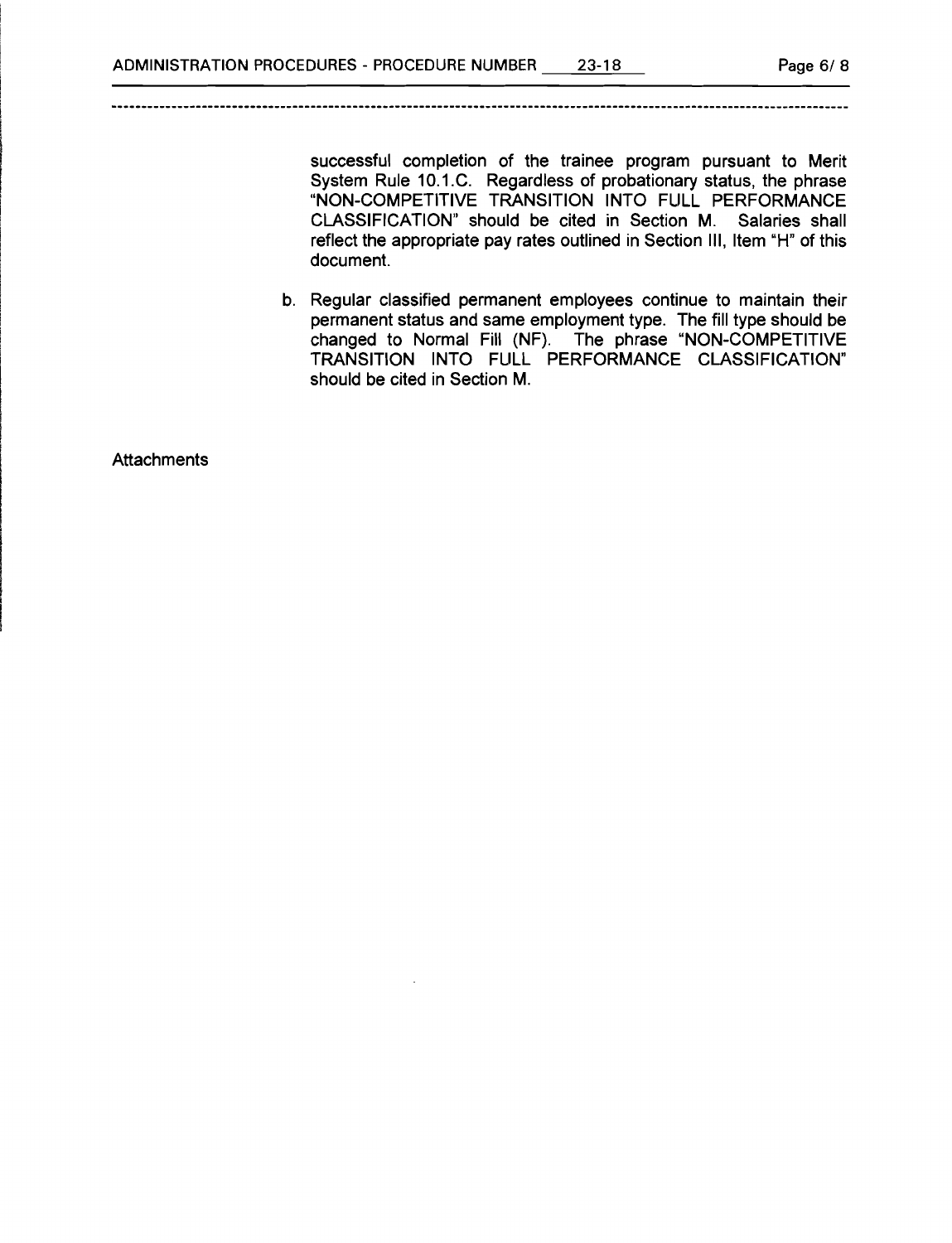successful completion of the trainee program pursuant to Merit System Rule 10.1.C. Regardless of probationary status, the phrase "NON-COMPETITIVE TRANSITION INTO FULL PERFORMANCE CLASSIFICATION" should be cited in Section M. Salaries shall reflect the appropriate pay rates outlined in Section III, Item "H" of this document.

b. Regular classified permanent employees continue to maintain their permanent status and same employment type. The fill type should be changed to Normal Fill (NF). The phrase "NON-COMPETITIVE TRANSITION INTO FULL PERFORMANCE CLASSIFICATION" should be cited in Section M.

Attachments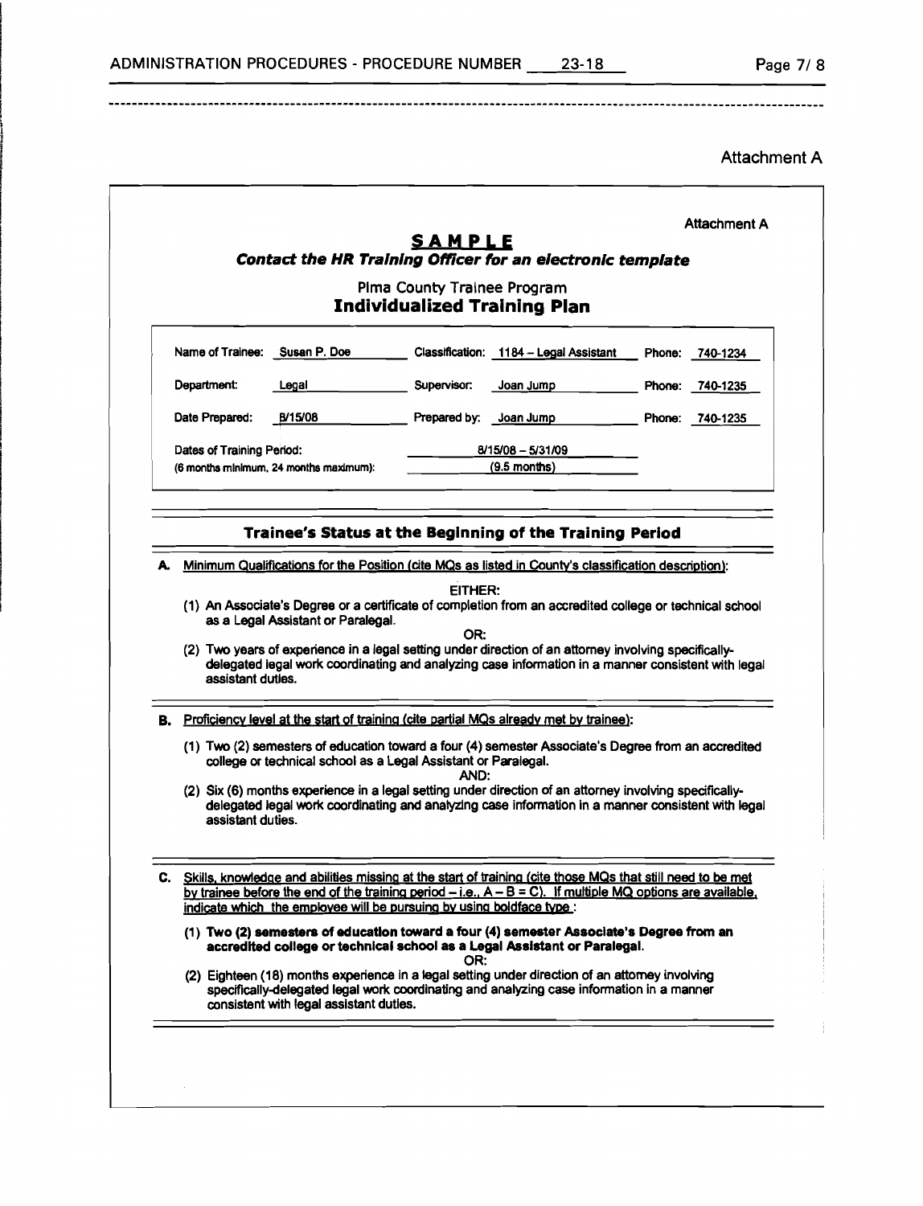Attachment A

Attachment A

**SAMPLE**

***Contact the HR Training Officer for an electronic template***

Pima County Trainee Program

## Individualized Training Plan

| | | | | | |
|---|---|---|---|---|---|
| Name of Trainee: | Susan P. Doe | Classification: | 1184 – Legal Assistant | Phone: | 740-1234 |
| Department: | Legal | Supervisor: | Joan Jump | Phone: | 740-1235 |
| Date Prepared: | 8/15/08 | Prepared by: | Joan Jump | Phone: | 740-1235 |
| Dates of Training Period: (6 months minimum, 24 months maximum): | | 8/15/08 – 5/31/09 (9.5 months) | | | |

### Trainee's Status at the Beginning of the Training Period

**A.** Minimum Qualifications for the Position (cite MQs as listed in County's classification description):

EITHER:

(1) An Associate's Degree or a certificate of completion from an accredited college or technical school as a Legal Assistant or Paralegal.

OR:

(2) Two years of experience in a legal setting under direction of an attorney involving specifically-delegated legal work coordinating and analyzing case information in a manner consistent with legal assistant duties.

**B.** Proficiency level at the start of training (cite partial MQs already met by trainee):

(1) Two (2) semesters of education toward a four (4) semester Associate's Degree from an accredited college or technical school as a Legal Assistant or Paralegal.

AND:

(2) Six (6) months experience in a legal setting under direction of an attorney involving specifically-delegated legal work coordinating and analyzing case information in a manner consistent with legal assistant duties.

**C.** Skills, knowledge and abilities missing at the start of training (cite those MQs that still need to be met by trainee before the end of the training period – i.e., A – B = C). If multiple MQ options are available, indicate which the employee will be pursuing by using boldface type :

**(1) Two (2) semesters of education toward a four (4) semester Associate's Degree from an accredited college or technical school as a Legal Assistant or Paralegal.**

OR:

(2) Eighteen (18) months experience in a legal setting under direction of an attorney involving specifically-delegated legal work coordinating and analyzing case information in a manner consistent with legal assistant duties.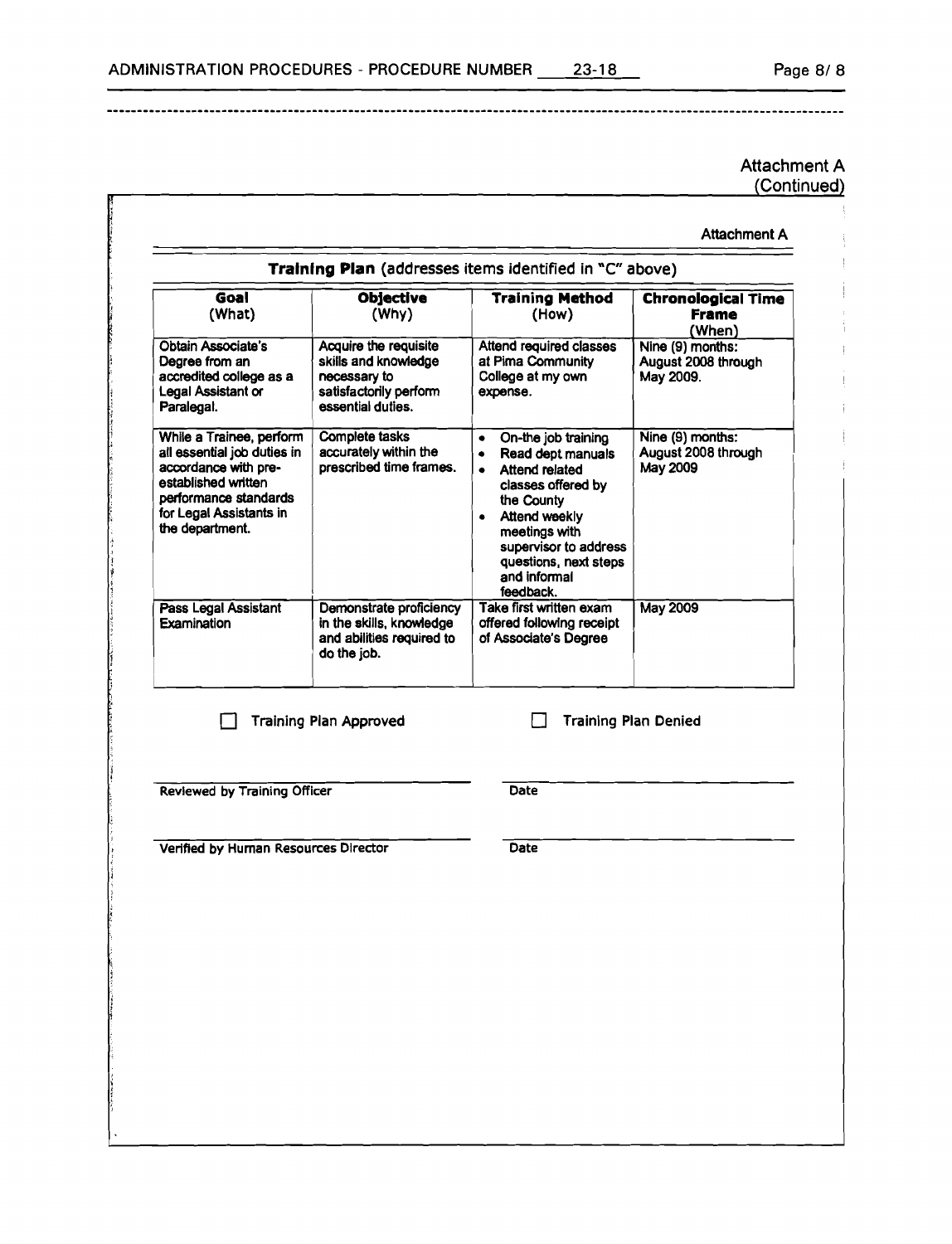Attachment A
(Continued)

Attachment A

**Training Plan** (addresses items identified in "C" above)

| Goal (What) | Objective (Why) | Training Method (How) | Chronological Time Frame (When) |
|---|---|---|---|
| Obtain Associate's Degree from an accredited college as a Legal Assistant or Paralegal. | Acquire the requisite skills and knowledge necessary to satisfactorily perform essential duties. | Attend required classes at Pima Community College at my own expense. | Nine (9) months: August 2008 through May 2009. |
| While a Trainee, perform all essential job duties in accordance with pre-established written performance standards for Legal Assistants in the department. | Complete tasks accurately within the prescribed time frames. | • On-the job training<br>• Read dept manuals<br>• Attend related classes offered by the County<br>• Attend weekly meetings with supervisor to address questions, next steps and informal feedback. | Nine (9) months: August 2008 through May 2009 |
| Pass Legal Assistant Examination | Demonstrate proficiency in the skills, knowledge and abilities required to do the job. | Take first written exam offered following receipt of Associate's Degree | May 2009 |

☐ Training Plan Approved ☐ Training Plan Denied

Reviewed by Training Officer ____________________ Date ____________________

Verified by Human Resources Director ____________________ Date ____________________